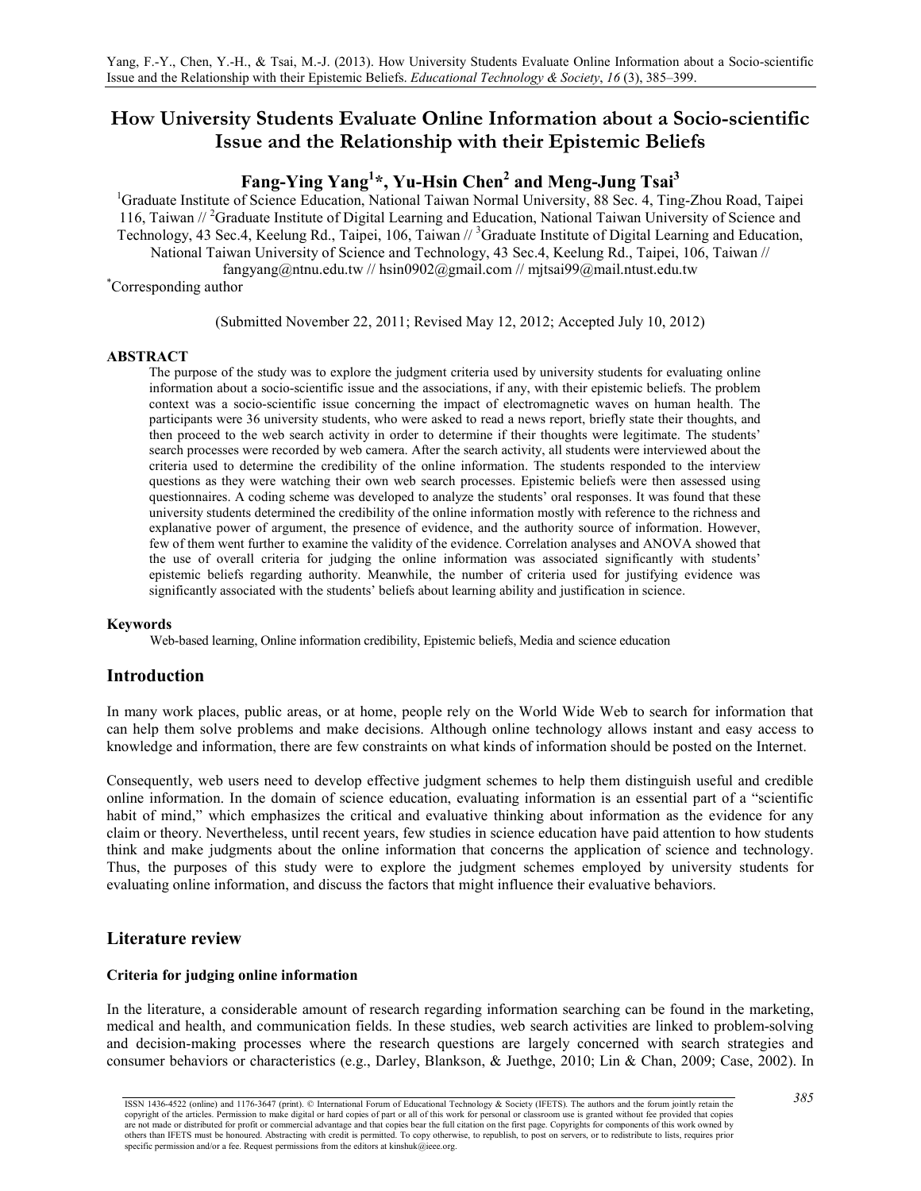# How University Students Evaluate Online Information about a Socio-scientific Issue and the Relationship with their Epistemic Beliefs

**Fang-Ying Yang[1]*, Yu-Hsin Chen[2] and Meng-Jung Tsai[3]**

[1]Graduate Institute of Science Education, National Taiwan Normal University, 88 Sec. 4, Ting-Zhou Road, Taipei 116, Taiwan // [2]Graduate Institute of Digital Learning and Education, National Taiwan University of Science and Technology, 43 Sec.4, Keelung Rd., Taipei, 106, Taiwan // [3]Graduate Institute of Digital Learning and Education, National Taiwan University of Science and Technology, 43 Sec.4, Keelung Rd., Taipei, 106, Taiwan // fangyang@ntnu.edu.tw // hsin0902@gmail.com // mjtsai99@mail.ntust.edu.tw

*Corresponding author

(Submitted November 22, 2011; Revised May 12, 2012; Accepted July 10, 2012)

#### ABSTRACT

The purpose of the study was to explore the judgment criteria used by university students for evaluating online information about a socio-scientific issue and the associations, if any, with their epistemic beliefs. The problem context was a socio-scientific issue concerning the impact of electromagnetic waves on human health. The participants were 36 university students, who were asked to read a news report, briefly state their thoughts, and then proceed to the web search activity in order to determine if their thoughts were legitimate. The students' search processes were recorded by web camera. After the search activity, all students were interviewed about the criteria used to determine the credibility of the online information. The students responded to the interview questions as they were watching their own web search processes. Epistemic beliefs were then assessed using questionnaires. A coding scheme was developed to analyze the students' oral responses. It was found that these university students determined the credibility of the online information mostly with reference to the richness and explanative power of argument, the presence of evidence, and the authority source of information. However, few of them went further to examine the validity of the evidence. Correlation analyses and ANOVA showed that the use of overall criteria for judging the online information was associated significantly with students' epistemic beliefs regarding authority. Meanwhile, the number of criteria used for justifying evidence was significantly associated with the students' beliefs about learning ability and justification in science.

#### Keywords

Web-based learning, Online information credibility, Epistemic beliefs, Media and science education

## Introduction

In many work places, public areas, or at home, people rely on the World Wide Web to search for information that can help them solve problems and make decisions. Although online technology allows instant and easy access to knowledge and information, there are few constraints on what kinds of information should be posted on the Internet.

Consequently, web users need to develop effective judgment schemes to help them distinguish useful and credible online information. In the domain of science education, evaluating information is an essential part of a "scientific habit of mind," which emphasizes the critical and evaluative thinking about information as the evidence for any claim or theory. Nevertheless, until recent years, few studies in science education have paid attention to how students think and make judgments about the online information that concerns the application of science and technology. Thus, the purposes of this study were to explore the judgment schemes employed by university students for evaluating online information, and discuss the factors that might influence their evaluative behaviors.

## Literature review

### Criteria for judging online information

In the literature, a considerable amount of research regarding information searching can be found in the marketing, medical and health, and communication fields. In these studies, web search activities are linked to problem-solving and decision-making processes where the research questions are largely concerned with search strategies and consumer behaviors or characteristics (e.g., Darley, Blankson, & Juethge, 2010; Lin & Chan, 2009; Case, 2002). In

ISSN 1436-4522 (online) and 1176-3647 (print). © International Forum of Educational Technology & Society (IFETS). The authors and the forum jointly retain the copyright of the articles. Permission to make digital or hard copies of part or all of this work for personal or classroom use is granted without fee provided that copies are not made or distributed for profit or commercial advantage and that copies bear the full citation on the first page. Copyrights for components of this work owned by others than IFETS must be honoured. Abstracting with credit is permitted. To copy otherwise, to republish, to post on servers, or to redistribute to lists, requires prior specific permission and/or a fee. Request permissions from the editors at kinshuk@ieee.org.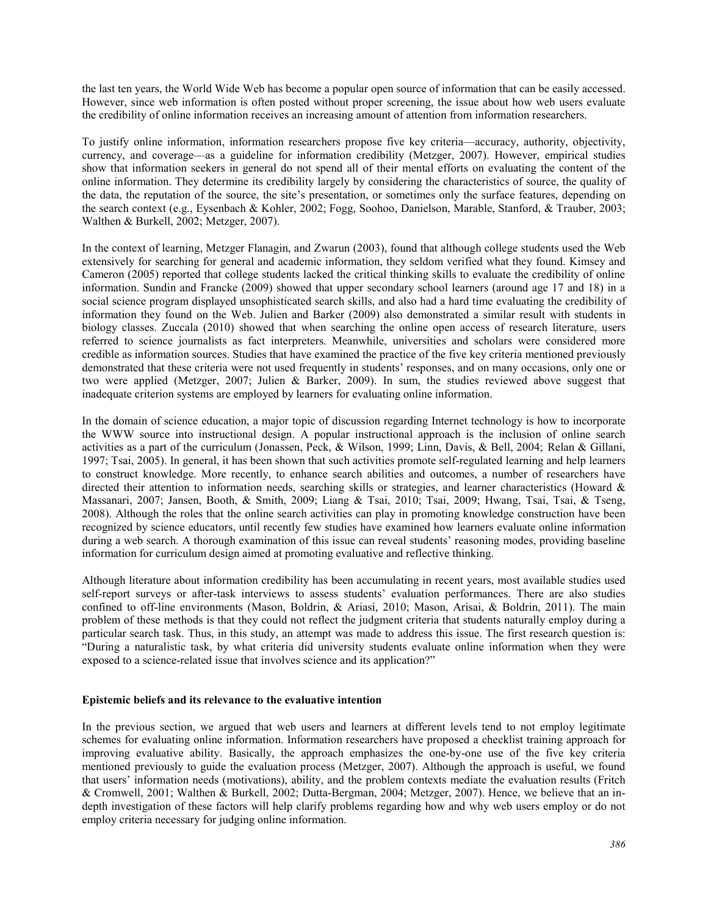the last ten years, the World Wide Web has become a popular open source of information that can be easily accessed. However, since web information is often posted without proper screening, the issue about how web users evaluate the credibility of online information receives an increasing amount of attention from information researchers.

To justify online information, information researchers propose five key criteria—accuracy, authority, objectivity, currency, and coverage—as a guideline for information credibility (Metzger, 2007). However, empirical studies show that information seekers in general do not spend all of their mental efforts on evaluating the content of the online information. They determine its credibility largely by considering the characteristics of source, the quality of the data, the reputation of the source, the site's presentation, or sometimes only the surface features, depending on the search context (e.g., Eysenbach & Kohler, 2002; Fogg, Soohoo, Danielson, Marable, Stanford, & Trauber, 2003; Walthen & Burkell, 2002; Metzger, 2007).

In the context of learning, Metzger Flanagin, and Zwarun (2003), found that although college students used the Web extensively for searching for general and academic information, they seldom verified what they found. Kimsey and Cameron (2005) reported that college students lacked the critical thinking skills to evaluate the credibility of online information. Sundin and Francke (2009) showed that upper secondary school learners (around age 17 and 18) in a social science program displayed unsophisticated search skills, and also had a hard time evaluating the credibility of information they found on the Web. Julien and Barker (2009) also demonstrated a similar result with students in biology classes. Zuccala (2010) showed that when searching the online open access of research literature, users referred to science journalists as fact interpreters. Meanwhile, universities and scholars were considered more credible as information sources. Studies that have examined the practice of the five key criteria mentioned previously demonstrated that these criteria were not used frequently in students' responses, and on many occasions, only one or two were applied (Metzger, 2007; Julien & Barker, 2009). In sum, the studies reviewed above suggest that inadequate criterion systems are employed by learners for evaluating online information.

In the domain of science education, a major topic of discussion regarding Internet technology is how to incorporate the WWW source into instructional design. A popular instructional approach is the inclusion of online search activities as a part of the curriculum (Jonassen, Peck, & Wilson, 1999; Linn, Davis, & Bell, 2004; Relan & Gillani, 1997; Tsai, 2005). In general, it has been shown that such activities promote self-regulated learning and help learners to construct knowledge. More recently, to enhance search abilities and outcomes, a number of researchers have directed their attention to information needs, searching skills or strategies, and learner characteristics (Howard & Massanari, 2007; Jansen, Booth, & Smith, 2009; Liang & Tsai, 2010; Tsai, 2009; Hwang, Tsai, Tsai, & Tseng, 2008). Although the roles that the online search activities can play in promoting knowledge construction have been recognized by science educators, until recently few studies have examined how learners evaluate online information during a web search. A thorough examination of this issue can reveal students' reasoning modes, providing baseline information for curriculum design aimed at promoting evaluative and reflective thinking.

Although literature about information credibility has been accumulating in recent years, most available studies used self-report surveys or after-task interviews to assess students' evaluation performances. There are also studies confined to off-line environments (Mason, Boldrin, & Ariasi, 2010; Mason, Arisai, & Boldrin, 2011). The main problem of these methods is that they could not reflect the judgment criteria that students naturally employ during a particular search task. Thus, in this study, an attempt was made to address this issue. The first research question is: "During a naturalistic task, by what criteria did university students evaluate online information when they were exposed to a science-related issue that involves science and its application?"

### Epistemic beliefs and its relevance to the evaluative intention

In the previous section, we argued that web users and learners at different levels tend to not employ legitimate schemes for evaluating online information. Information researchers have proposed a checklist training approach for improving evaluative ability. Basically, the approach emphasizes the one-by-one use of the five key criteria mentioned previously to guide the evaluation process (Metzger, 2007). Although the approach is useful, we found that users' information needs (motivations), ability, and the problem contexts mediate the evaluation results (Fritch & Cromwell, 2001; Walthen & Burkell, 2002; Dutta-Bergman, 2004; Metzger, 2007). Hence, we believe that an in-depth investigation of these factors will help clarify problems regarding how and why web users employ or do not employ criteria necessary for judging online information.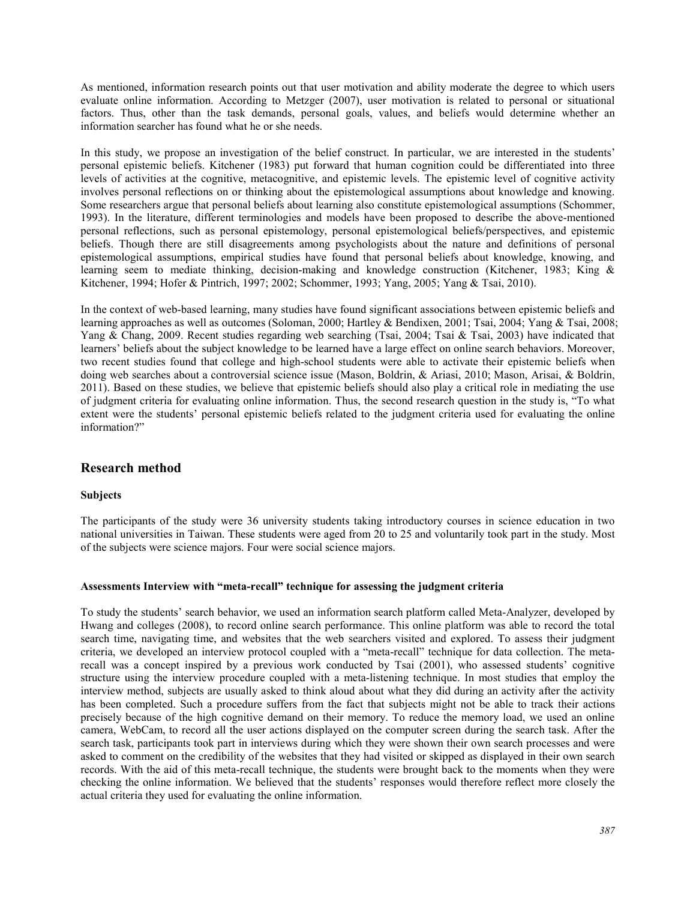As mentioned, information research points out that user motivation and ability moderate the degree to which users evaluate online information. According to Metzger (2007), user motivation is related to personal or situational factors. Thus, other than the task demands, personal goals, values, and beliefs would determine whether an information searcher has found what he or she needs.

In this study, we propose an investigation of the belief construct. In particular, we are interested in the students' personal epistemic beliefs. Kitchener (1983) put forward that human cognition could be differentiated into three levels of activities at the cognitive, metacognitive, and epistemic levels. The epistemic level of cognitive activity involves personal reflections on or thinking about the epistemological assumptions about knowledge and knowing. Some researchers argue that personal beliefs about learning also constitute epistemological assumptions (Schommer, 1993). In the literature, different terminologies and models have been proposed to describe the above-mentioned personal reflections, such as personal epistemology, personal epistemological beliefs/perspectives, and epistemic beliefs. Though there are still disagreements among psychologists about the nature and definitions of personal epistemological assumptions, empirical studies have found that personal beliefs about knowledge, knowing, and learning seem to mediate thinking, decision-making and knowledge construction (Kitchener, 1983; King & Kitchener, 1994; Hofer & Pintrich, 1997; 2002; Schommer, 1993; Yang, 2005; Yang & Tsai, 2010).

In the context of web-based learning, many studies have found significant associations between epistemic beliefs and learning approaches as well as outcomes (Soloman, 2000; Hartley & Bendixen, 2001; Tsai, 2004; Yang & Tsai, 2008; Yang & Chang, 2009. Recent studies regarding web searching (Tsai, 2004; Tsai & Tsai, 2003) have indicated that learners' beliefs about the subject knowledge to be learned have a large effect on online search behaviors. Moreover, two recent studies found that college and high-school students were able to activate their epistemic beliefs when doing web searches about a controversial science issue (Mason, Boldrin, & Ariasi, 2010; Mason, Arisai, & Boldrin, 2011). Based on these studies, we believe that epistemic beliefs should also play a critical role in mediating the use of judgment criteria for evaluating online information. Thus, the second research question in the study is, "To what extent were the students' personal epistemic beliefs related to the judgment criteria used for evaluating the online information?"

## Research method

### Subjects

The participants of the study were 36 university students taking introductory courses in science education in two national universities in Taiwan. These students were aged from 20 to 25 and voluntarily took part in the study. Most of the subjects were science majors. Four were social science majors.

### Assessments Interview with "meta-recall" technique for assessing the judgment criteria

To study the students' search behavior, we used an information search platform called Meta-Analyzer, developed by Hwang and colleges (2008), to record online search performance. This online platform was able to record the total search time, navigating time, and websites that the web searchers visited and explored. To assess their judgment criteria, we developed an interview protocol coupled with a "meta-recall" technique for data collection. The meta-recall was a concept inspired by a previous work conducted by Tsai (2001), who assessed students' cognitive structure using the interview procedure coupled with a meta-listening technique. In most studies that employ the interview method, subjects are usually asked to think aloud about what they did during an activity after the activity has been completed. Such a procedure suffers from the fact that subjects might not be able to track their actions precisely because of the high cognitive demand on their memory. To reduce the memory load, we used an online camera, WebCam, to record all the user actions displayed on the computer screen during the search task. After the search task, participants took part in interviews during which they were shown their own search processes and were asked to comment on the credibility of the websites that they had visited or skipped as displayed in their own search records. With the aid of this meta-recall technique, the students were brought back to the moments when they were checking the online information. We believed that the students' responses would therefore reflect more closely the actual criteria they used for evaluating the online information.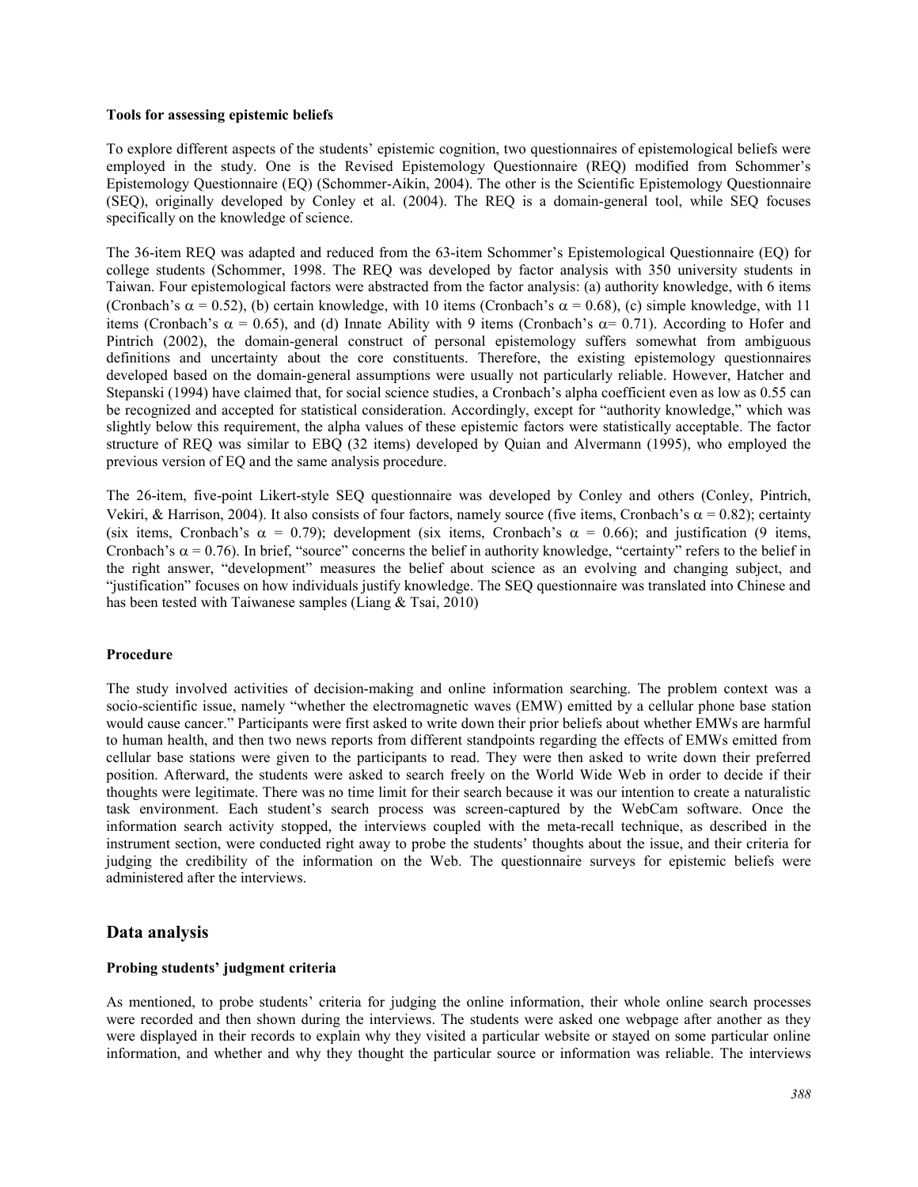#### Tools for assessing epistemic beliefs

To explore different aspects of the students' epistemic cognition, two questionnaires of epistemological beliefs were employed in the study. One is the Revised Epistemology Questionnaire (REQ) modified from Schommer's Epistemology Questionnaire (EQ) (Schommer-Aikin, 2004). The other is the Scientific Epistemology Questionnaire (SEQ), originally developed by Conley et al. (2004). The REQ is a domain-general tool, while SEQ focuses specifically on the knowledge of science.

The 36-item REQ was adapted and reduced from the 63-item Schommer's Epistemological Questionnaire (EQ) for college students (Schommer, 1998. The REQ was developed by factor analysis with 350 university students in Taiwan. Four epistemological factors were abstracted from the factor analysis: (a) authority knowledge, with 6 items (Cronbach's $\alpha = 0.52$), (b) certain knowledge, with 10 items (Cronbach's $\alpha = 0.68$), (c) simple knowledge, with 11 items (Cronbach's $\alpha = 0.65$), and (d) Innate Ability with 9 items (Cronbach's $\alpha = 0.71$). According to Hofer and Pintrich (2002), the domain-general construct of personal epistemology suffers somewhat from ambiguous definitions and uncertainty about the core constituents. Therefore, the existing epistemology questionnaires developed based on the domain-general assumptions were usually not particularly reliable. However, Hatcher and Stepanski (1994) have claimed that, for social science studies, a Cronbach's alpha coefficient even as low as 0.55 can be recognized and accepted for statistical consideration. Accordingly, except for "authority knowledge," which was slightly below this requirement, the alpha values of these epistemic factors were statistically acceptable. The factor structure of REQ was similar to EBQ (32 items) developed by Quian and Alvermann (1995), who employed the previous version of EQ and the same analysis procedure.

The 26-item, five-point Likert-style SEQ questionnaire was developed by Conley and others (Conley, Pintrich, Vekiri, & Harrison, 2004). It also consists of four factors, namely source (five items, Cronbach's $\alpha = 0.82$); certainty (six items, Cronbach's $\alpha = 0.79$); development (six items, Cronbach's $\alpha = 0.66$); and justification (9 items, Cronbach's $\alpha = 0.76$). In brief, "source" concerns the belief in authority knowledge, "certainty" refers to the belief in the right answer, "development" measures the belief about science as an evolving and changing subject, and "justification" focuses on how individuals justify knowledge. The SEQ questionnaire was translated into Chinese and has been tested with Taiwanese samples (Liang & Tsai, 2010)

#### Procedure

The study involved activities of decision-making and online information searching. The problem context was a socio-scientific issue, namely "whether the electromagnetic waves (EMW) emitted by a cellular phone base station would cause cancer." Participants were first asked to write down their prior beliefs about whether EMWs are harmful to human health, and then two news reports from different standpoints regarding the effects of EMWs emitted from cellular base stations were given to the participants to read. They were then asked to write down their preferred position. Afterward, the students were asked to search freely on the World Wide Web in order to decide if their thoughts were legitimate. There was no time limit for their search because it was our intention to create a naturalistic task environment. Each student's search process was screen-captured by the WebCam software. Once the information search activity stopped, the interviews coupled with the meta-recall technique, as described in the instrument section, were conducted right away to probe the students' thoughts about the issue, and their criteria for judging the credibility of the information on the Web. The questionnaire surveys for epistemic beliefs were administered after the interviews.

## Data analysis

#### Probing students' judgment criteria

As mentioned, to probe students' criteria for judging the online information, their whole online search processes were recorded and then shown during the interviews. The students were asked one webpage after another as they were displayed in their records to explain why they visited a particular website or stayed on some particular online information, and whether and why they thought the particular source or information was reliable. The interviews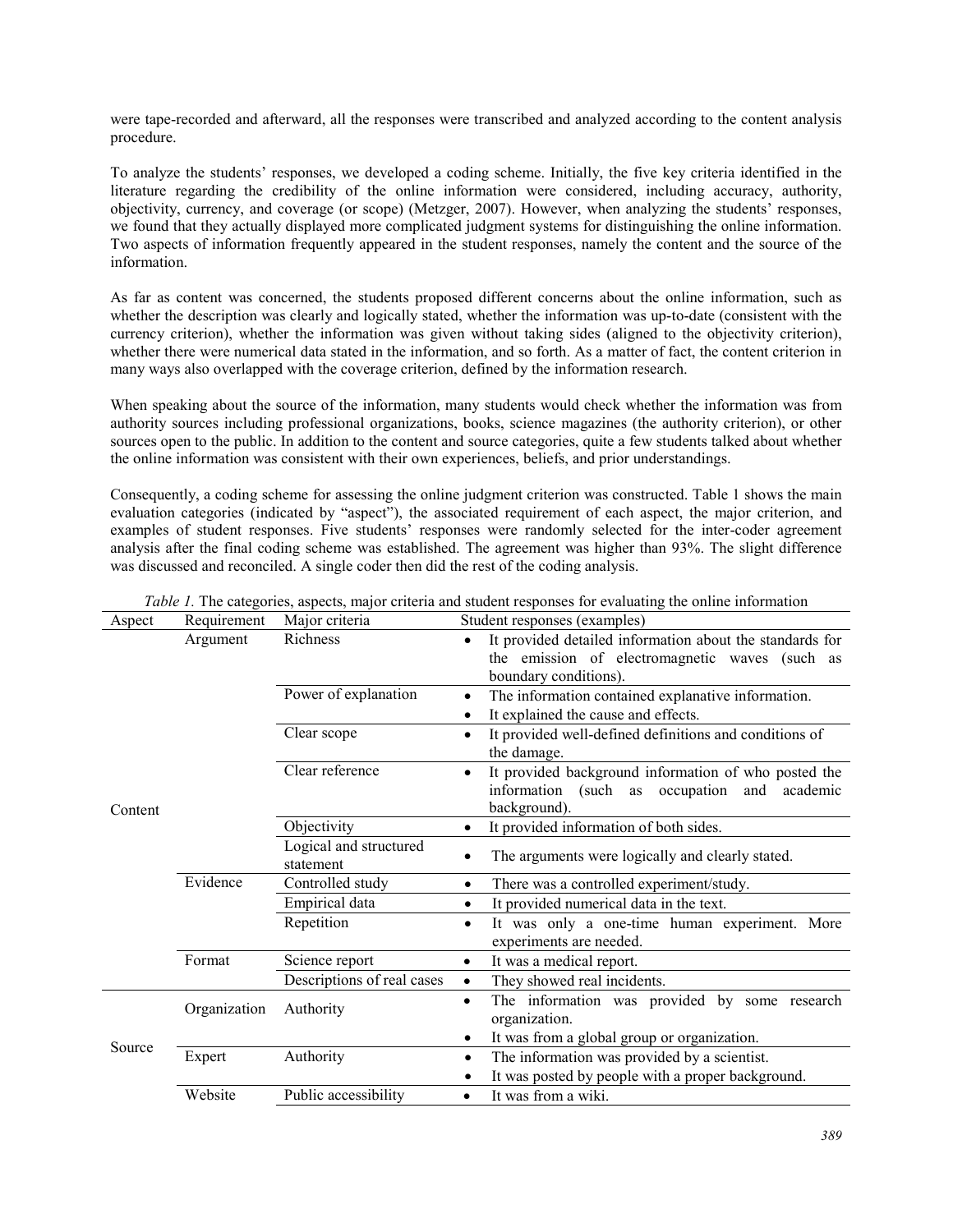were tape-recorded and afterward, all the responses were transcribed and analyzed according to the content analysis procedure.

To analyze the students' responses, we developed a coding scheme. Initially, the five key criteria identified in the literature regarding the credibility of the online information were considered, including accuracy, authority, objectivity, currency, and coverage (or scope) (Metzger, 2007). However, when analyzing the students' responses, we found that they actually displayed more complicated judgment systems for distinguishing the online information. Two aspects of information frequently appeared in the student responses, namely the content and the source of the information.

As far as content was concerned, the students proposed different concerns about the online information, such as whether the description was clearly and logically stated, whether the information was up-to-date (consistent with the currency criterion), whether the information was given without taking sides (aligned to the objectivity criterion), whether there were numerical data stated in the information, and so forth. As a matter of fact, the content criterion in many ways also overlapped with the coverage criterion, defined by the information research.

When speaking about the source of the information, many students would check whether the information was from authority sources including professional organizations, books, science magazines (the authority criterion), or other sources open to the public. In addition to the content and source categories, quite a few students talked about whether the online information was consistent with their own experiences, beliefs, and prior understandings.

Consequently, a coding scheme for assessing the online judgment criterion was constructed. Table 1 shows the main evaluation categories (indicated by "aspect"), the associated requirement of each aspect, the major criterion, and examples of student responses. Five students' responses were randomly selected for the inter-coder agreement analysis after the final coding scheme was established. The agreement was higher than 93%. The slight difference was discussed and reconciled. A single coder then did the rest of the coding analysis.

*Table 1.* The categories, aspects, major criteria and student responses for evaluating the online information

| Aspect | Requirement | Major criteria | Student responses (examples) |
|---|---|---|---|
| Content | Argument | Richness | • It provided detailed information about the standards for the emission of electromagnetic waves (such as boundary conditions). |
| | | Power of explanation | • The information contained explanative information.<br>• It explained the cause and effects. |
| | | Clear scope | • It provided well-defined definitions and conditions of the damage. |
| | | Clear reference | • It provided background information of who posted the information (such as occupation and academic background). |
| | | Objectivity | • It provided information of both sides. |
| | | Logical and structured statement | • The arguments were logically and clearly stated. |
| | Evidence | Controlled study | • There was a controlled experiment/study. |
| | | Empirical data | • It provided numerical data in the text. |
| | | Repetition | • It was only a one-time human experiment. More experiments are needed. |
| | Format | Science report | • It was a medical report. |
| | | Descriptions of real cases | • They showed real incidents. |
| Source | Organization | Authority | • The information was provided by some research organization.<br>• It was from a global group or organization. |
| | Expert | Authority | • The information was provided by a scientist.<br>• It was posted by people with a proper background. |
| | Website | Public accessibility | • It was from a wiki. |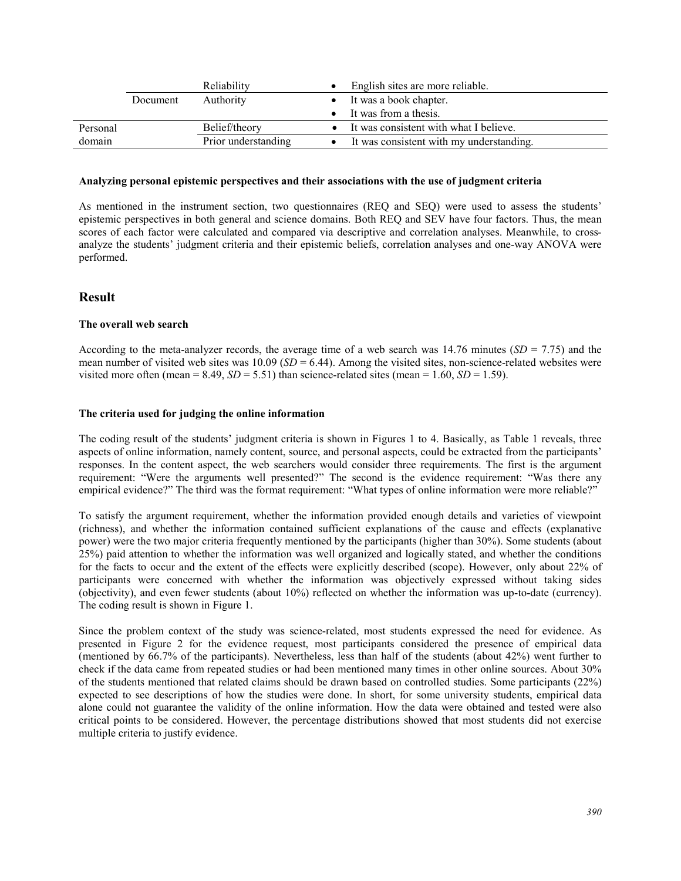| | | Reliability | • English sites are more reliable. |
|---|---|---|---|
| | Document | Authority | • It was a book chapter.<br>• It was from a thesis. |
| Personal domain | | Belief/theory | • It was consistent with what I believe. |
| | | Prior understanding | • It was consistent with my understanding. |

**Analyzing personal epistemic perspectives and their associations with the use of judgment criteria**

As mentioned in the instrument section, two questionnaires (REQ and SEQ) were used to assess the students' epistemic perspectives in both general and science domains. Both REQ and SEV have four factors. Thus, the mean scores of each factor were calculated and compared via descriptive and correlation analyses. Meanwhile, to cross-analyze the students' judgment criteria and their epistemic beliefs, correlation analyses and one-way ANOVA were performed.

## Result

**The overall web search**

According to the meta-analyzer records, the average time of a web search was 14.76 minutes (*SD* = 7.75) and the mean number of visited web sites was 10.09 (*SD* = 6.44). Among the visited sites, non-science-related websites were visited more often (mean = 8.49, *SD* = 5.51) than science-related sites (mean = 1.60, *SD* = 1.59).

**The criteria used for judging the online information**

The coding result of the students' judgment criteria is shown in Figures 1 to 4. Basically, as Table 1 reveals, three aspects of online information, namely content, source, and personal aspects, could be extracted from the participants' responses. In the content aspect, the web searchers would consider three requirements. The first is the argument requirement: "Were the arguments well presented?" The second is the evidence requirement: "Was there any empirical evidence?" The third was the format requirement: "What types of online information were more reliable?"

To satisfy the argument requirement, whether the information provided enough details and varieties of viewpoint (richness), and whether the information contained sufficient explanations of the cause and effects (explanative power) were the two major criteria frequently mentioned by the participants (higher than 30%). Some students (about 25%) paid attention to whether the information was well organized and logically stated, and whether the conditions for the facts to occur and the extent of the effects were explicitly described (scope). However, only about 22% of participants were concerned with whether the information was objectively expressed without taking sides (objectivity), and even fewer students (about 10%) reflected on whether the information was up-to-date (currency). The coding result is shown in Figure 1.

Since the problem context of the study was science-related, most students expressed the need for evidence. As presented in Figure 2 for the evidence request, most participants considered the presence of empirical data (mentioned by 66.7% of the participants). Nevertheless, less than half of the students (about 42%) went further to check if the data came from repeated studies or had been mentioned many times in other online sources. About 30% of the students mentioned that related claims should be drawn based on controlled studies. Some participants (22%) expected to see descriptions of how the studies were done. In short, for some university students, empirical data alone could not guarantee the validity of the online information. How the data were obtained and tested were also critical points to be considered. However, the percentage distributions showed that most students did not exercise multiple criteria to justify evidence.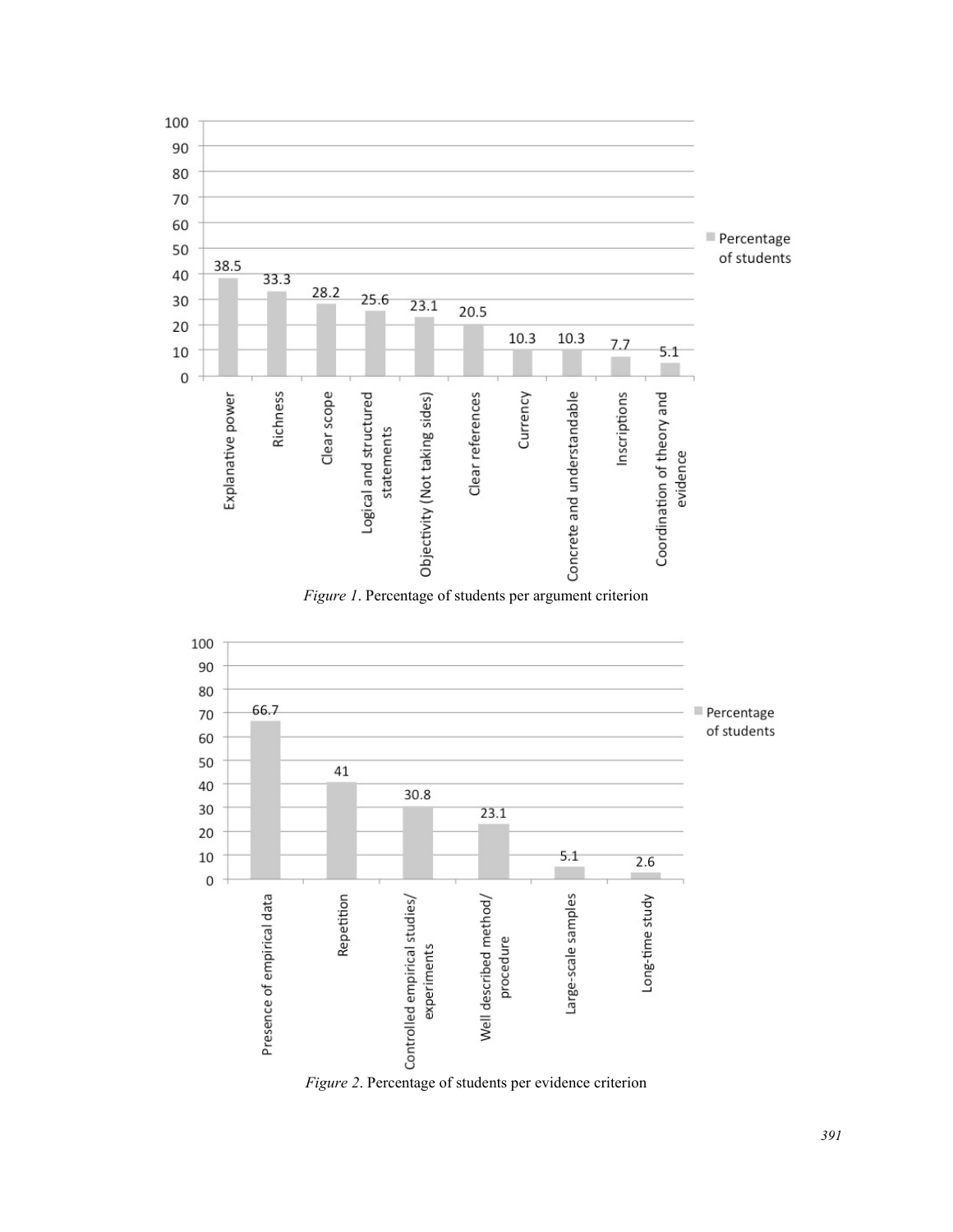| Argument criterion | Percentage of students |
|---|---|
| Explanative power | 38.5 |
| Richness | 33.3 |
| Clear scope | 28.2 |
| Logical and structured statements | 25.6 |
| Objectivity (Not taking sides) | 23.1 |
| Clear references | 20.5 |
| Currency | 10.3 |
| Concrete and understandable | 10.3 |
| Inscriptions | 7.7 |
| Coordination of theory and evidence | 5.1 |

*Figure 1*. Percentage of students per argument criterion

| Evidence criterion | Percentage of students |
|---|---|
| Presence of empirical data | 66.7 |
| Repetition | 41 |
| Controlled empirical studies/ experiments | 30.8 |
| Well described method/ procedure | 23.1 |
| Large-scale samples | 5.1 |
| Long-time study | 2.6 |

*Figure 2*. Percentage of students per evidence criterion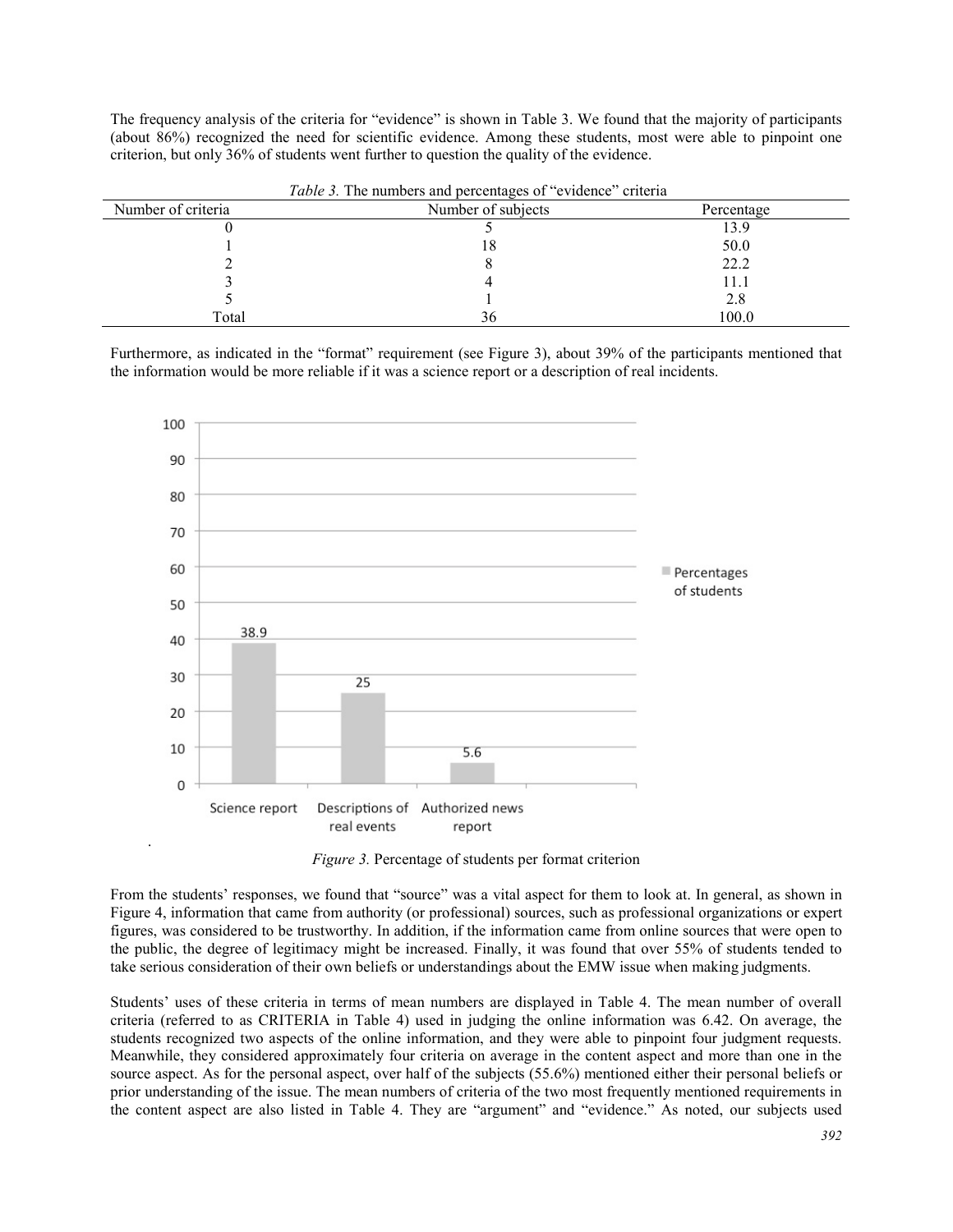The frequency analysis of the criteria for "evidence" is shown in Table 3. We found that the majority of participants (about 86%) recognized the need for scientific evidence. Among these students, most were able to pinpoint one criterion, but only 36% of students went further to question the quality of the evidence.

*Table 3.* The numbers and percentages of "evidence" criteria

| Number of criteria | Number of subjects | Percentage |
|---|---|---|
| 0 | 5 | 13.9 |
| 1 | 18 | 50.0 |
| 2 | 8 | 22.2 |
| 3 | 4 | 11.1 |
| 5 | 1 | 2.8 |
| Total | 36 | 100.0 |

Furthermore, as indicated in the "format" requirement (see Figure 3), about 39% of the participants mentioned that the information would be more reliable if it was a science report or a description of real incidents.

| Format criterion | Percentages of students |
|---|---|
| Science report | 38.9 |
| Descriptions of real events | 25 |
| Authorized news report | 5.6 |

*Figure 3.* Percentage of students per format criterion

From the students' responses, we found that "source" was a vital aspect for them to look at. In general, as shown in Figure 4, information that came from authority (or professional) sources, such as professional organizations or expert figures, was considered to be trustworthy. In addition, if the information came from online sources that were open to the public, the degree of legitimacy might be increased. Finally, it was found that over 55% of students tended to take serious consideration of their own beliefs or understandings about the EMW issue when making judgments.

Students' uses of these criteria in terms of mean numbers are displayed in Table 4. The mean number of overall criteria (referred to as CRITERIA in Table 4) used in judging the online information was 6.42. On average, the students recognized two aspects of the online information, and they were able to pinpoint four judgment requests. Meanwhile, they considered approximately four criteria on average in the content aspect and more than one in the source aspect. As for the personal aspect, over half of the subjects (55.6%) mentioned either their personal beliefs or prior understanding of the issue. The mean numbers of criteria of the two most frequently mentioned requirements in the content aspect are also listed in Table 4. They are "argument" and "evidence." As noted, our subjects used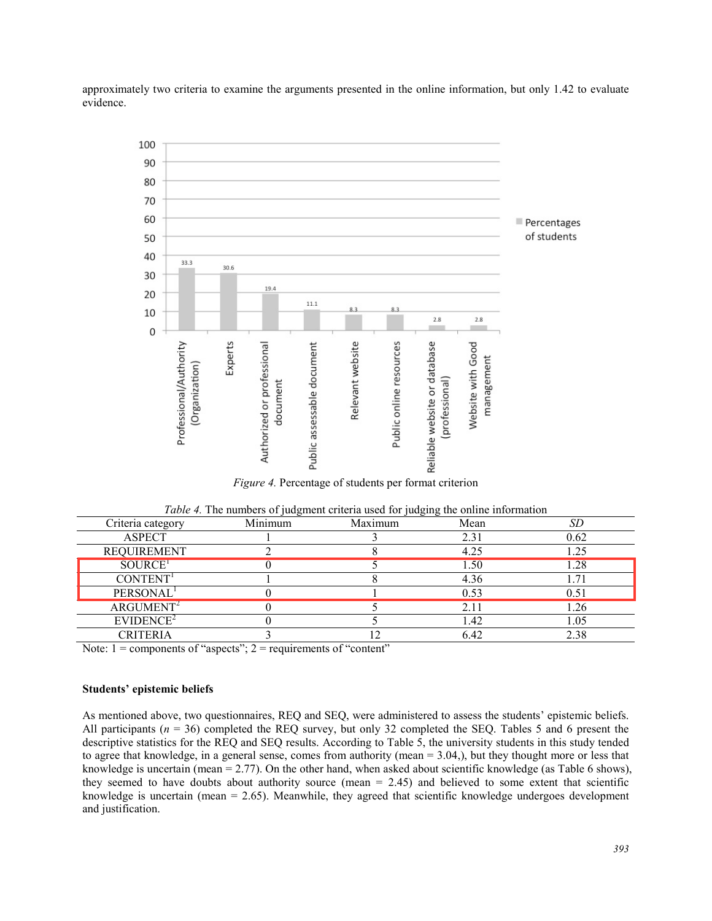approximately two criteria to examine the arguments presented in the online information, but only 1.42 to evaluate evidence.

*Figure 4.* Percentage of students per format criterion

*Table 4.* The numbers of judgment criteria used for judging the online information

| Criteria category | Minimum | Maximum | Mean | *SD* |
|---|---|---|---|---|
| ASPECT | 1 | 3 | 2.31 | 0.62 |
| REQUIREMENT | 2 | 8 | 4.25 | 1.25 |
| SOURCE[1] | 0 | 5 | 1.50 | 1.28 |
| CONTENT[1] | 1 | 8 | 4.36 | 1.71 |
| PERSONAL[1] | 0 | 1 | 0.53 | 0.51 |
| ARGUMENT[2] | 0 | 5 | 2.11 | 1.26 |
| EVIDENCE[2] | 0 | 5 | 1.42 | 1.05 |
| CRITERIA | 3 | 12 | 6.42 | 2.38 |

Note: 1 = components of "aspects"; 2 = requirements of "content"

**Students' epistemic beliefs**

As mentioned above, two questionnaires, REQ and SEQ, were administered to assess the students' epistemic beliefs. All participants ($n$ = 36) completed the REQ survey, but only 32 completed the SEQ. Tables 5 and 6 present the descriptive statistics for the REQ and SEQ results. According to Table 5, the university students in this study tended to agree that knowledge, in a general sense, comes from authority (mean = 3.04,), but they thought more or less that knowledge is uncertain (mean = 2.77). On the other hand, when asked about scientific knowledge (as Table 6 shows), they seemed to have doubts about authority source (mean = 2.45) and believed to some extent that scientific knowledge is uncertain (mean = 2.65). Meanwhile, they agreed that scientific knowledge undergoes development and justification.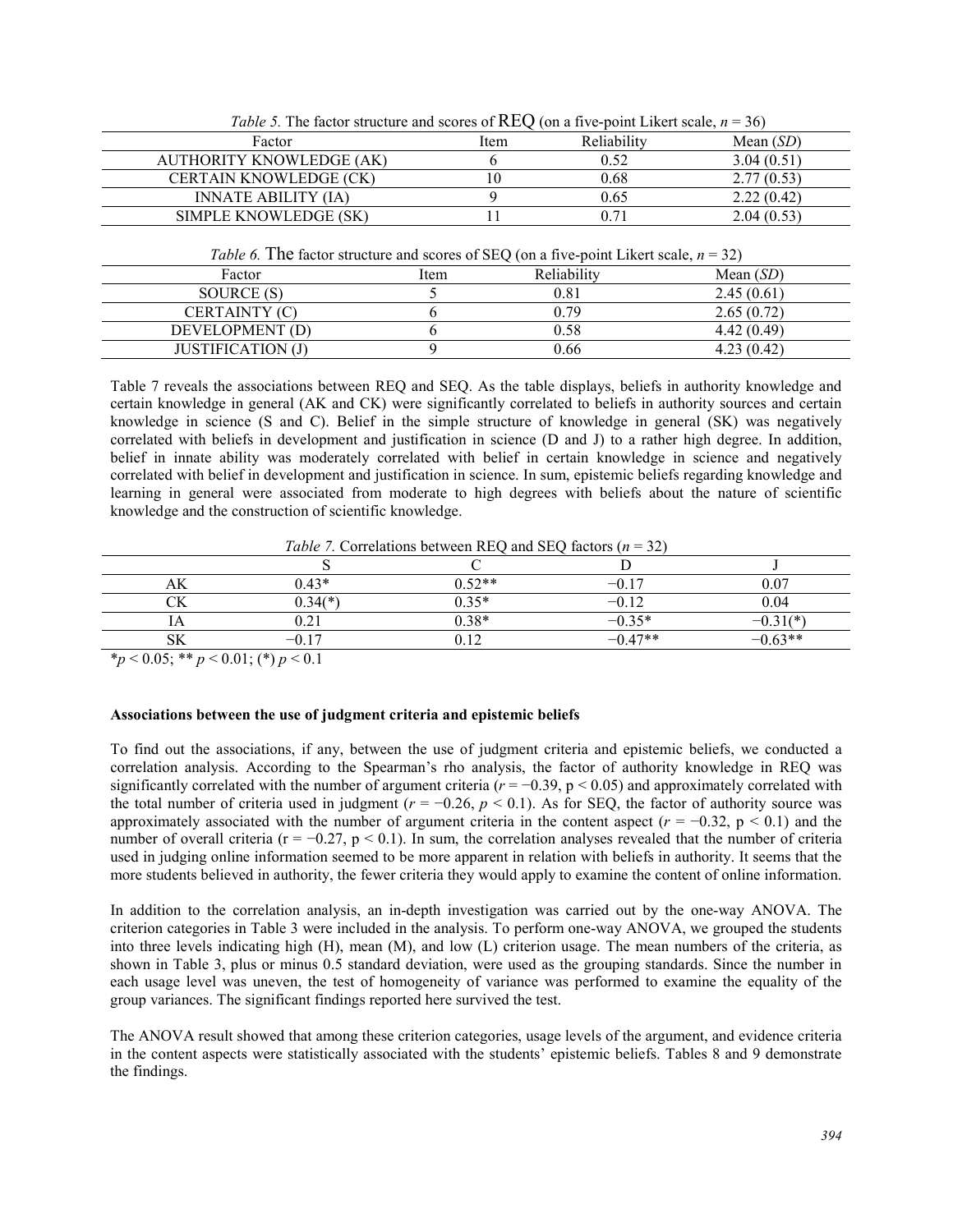*Table 5.* The factor structure and scores of REQ (on a five-point Likert scale, $n = 36$)

| Factor | Item | Reliability | Mean (*SD*) |
|---|---|---|---|
| AUTHORITY KNOWLEDGE (AK) | 6 | 0.52 | 3.04 (0.51) |
| CERTAIN KNOWLEDGE (CK) | 10 | 0.68 | 2.77 (0.53) |
| INNATE ABILITY (IA) | 9 | 0.65 | 2.22 (0.42) |
| SIMPLE KNOWLEDGE (SK) | 11 | 0.71 | 2.04 (0.53) |

*Table 6.* The factor structure and scores of SEQ (on a five-point Likert scale, $n = 32$)

| Factor | Item | Reliability | Mean (*SD*) |
|---|---|---|---|
| SOURCE (S) | 5 | 0.81 | 2.45 (0.61) |
| CERTAINTY (C) | 6 | 0.79 | 2.65 (0.72) |
| DEVELOPMENT (D) | 6 | 0.58 | 4.42 (0.49) |
| JUSTIFICATION (J) | 9 | 0.66 | 4.23 (0.42) |

Table 7 reveals the associations between REQ and SEQ. As the table displays, beliefs in authority knowledge and certain knowledge in general (AK and CK) were significantly correlated to beliefs in authority sources and certain knowledge in science (S and C). Belief in the simple structure of knowledge in general (SK) was negatively correlated with beliefs in development and justification in science (D and J) to a rather high degree. In addition, belief in innate ability was moderately correlated with belief in certain knowledge in science and negatively correlated with belief in development and justification in science. In sum, epistemic beliefs regarding knowledge and learning in general were associated from moderate to high degrees with beliefs about the nature of scientific knowledge and the construction of scientific knowledge.

*Table 7.* Correlations between REQ and SEQ factors ($n = 32$)

| | S | C | D | J |
|---|---|---|---|---|
| AK | 0.43* | 0.52** | −0.17 | 0.07 |
| CK | 0.34(*) | 0.35* | −0.12 | 0.04 |
| IA | 0.21 | 0.38* | −0.35* | −0.31(*) |
| SK | −0.17 | 0.12 | −0.47** | −0.63** |

*$p < 0.05$; ** $p < 0.01$; (*) $p < 0.1$

### Associations between the use of judgment criteria and epistemic beliefs

To find out the associations, if any, between the use of judgment criteria and epistemic beliefs, we conducted a correlation analysis. According to the Spearman's rho analysis, the factor of authority knowledge in REQ was significantly correlated with the number of argument criteria ($r = -0.39$, $p < 0.05$) and approximately correlated with the total number of criteria used in judgment ($r = -0.26$, $p < 0.1$). As for SEQ, the factor of authority source was approximately associated with the number of argument criteria in the content aspect ($r = -0.32$, $p < 0.1$) and the number of overall criteria ($r = -0.27$, $p < 0.1$). In sum, the correlation analyses revealed that the number of criteria used in judging online information seemed to be more apparent in relation with beliefs in authority. It seems that the more students believed in authority, the fewer criteria they would apply to examine the content of online information.

In addition to the correlation analysis, an in-depth investigation was carried out by the one-way ANOVA. The criterion categories in Table 3 were included in the analysis. To perform one-way ANOVA, we grouped the students into three levels indicating high (H), mean (M), and low (L) criterion usage. The mean numbers of the criteria, as shown in Table 3, plus or minus 0.5 standard deviation, were used as the grouping standards. Since the number in each usage level was uneven, the test of homogeneity of variance was performed to examine the equality of the group variances. The significant findings reported here survived the test.

The ANOVA result showed that among these criterion categories, usage levels of the argument, and evidence criteria in the content aspects were statistically associated with the students' epistemic beliefs. Tables 8 and 9 demonstrate the findings.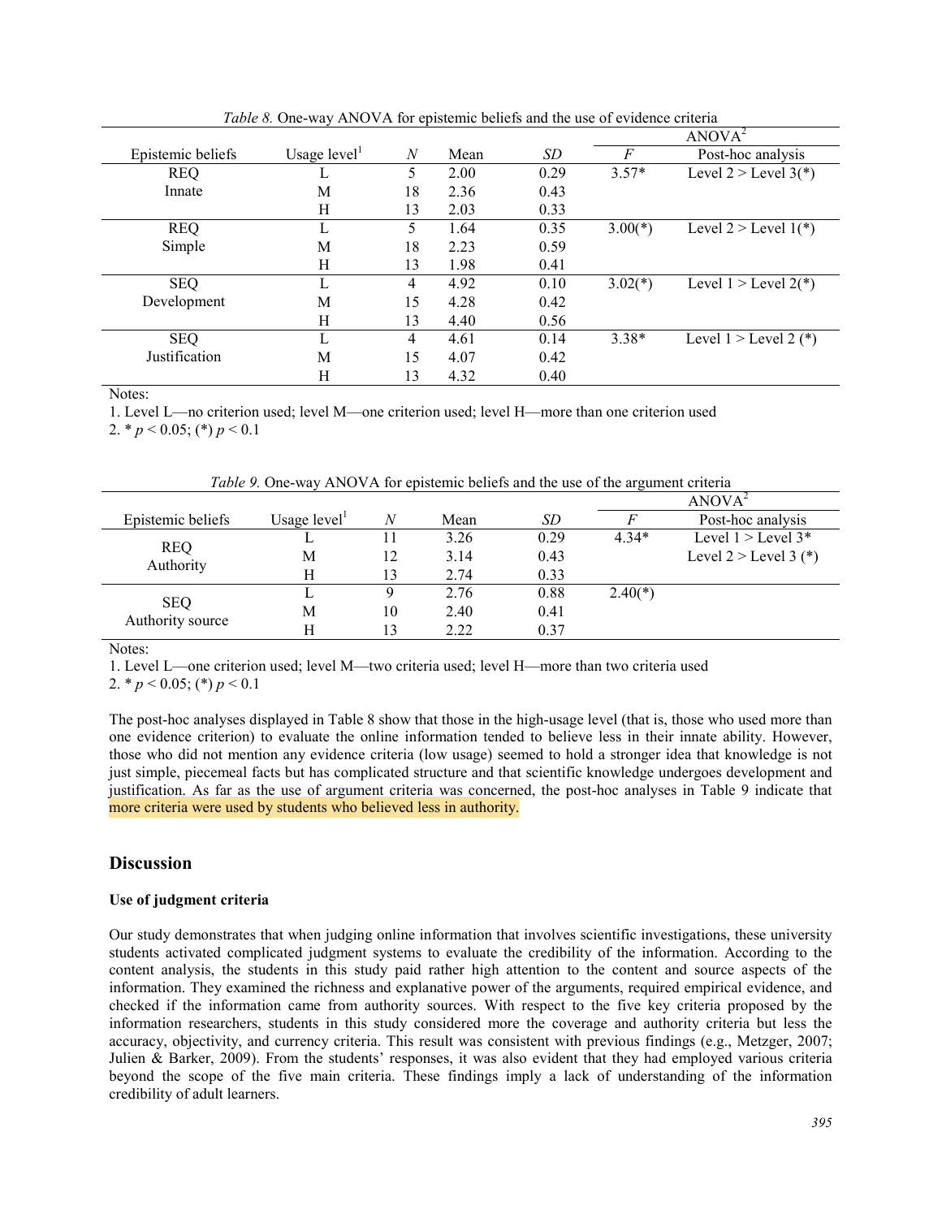*Table 8.* One-way ANOVA for epistemic beliefs and the use of evidence criteria

| Epistemic beliefs | Usage level[1] | *N* | Mean | *SD* | ANOVA[2] *F* | Post-hoc analysis |
|---|---|---|---|---|---|---|
| REQ Innate | L | 5 | 2.00 | 0.29 | 3.57* | Level 2 > Level 3(*) |
| | M | 18 | 2.36 | 0.43 | | |
| | H | 13 | 2.03 | 0.33 | | |
| REQ Simple | L | 5 | 1.64 | 0.35 | 3.00(*) | Level 2 > Level 1(*) |
| | M | 18 | 2.23 | 0.59 | | |
| | H | 13 | 1.98 | 0.41 | | |
| SEQ Development | L | 4 | 4.92 | 0.10 | 3.02(*) | Level 1 > Level 2(*) |
| | M | 15 | 4.28 | 0.42 | | |
| | H | 13 | 4.40 | 0.56 | | |
| SEQ Justification | L | 4 | 4.61 | 0.14 | 3.38* | Level 1 > Level 2 (*) |
| | M | 15 | 4.07 | 0.42 | | |
| | H | 13 | 4.32 | 0.40 | | |

Notes:

1. Level L—no criterion used; level M—one criterion used; level H—more than one criterion used
2. * $p < 0.05$; (*) $p < 0.1$

*Table 9.* One-way ANOVA for epistemic beliefs and the use of the argument criteria

| Epistemic beliefs | Usage level[1] | *N* | Mean | *SD* | ANOVA[2] *F* | Post-hoc analysis |
|---|---|---|---|---|---|---|
| REQ Authority | L | 11 | 3.26 | 0.29 | 4.34* | Level 1 > Level 3* |
| | M | 12 | 3.14 | 0.43 | | Level 2 > Level 3 (*) |
| | H | 13 | 2.74 | 0.33 | | |
| SEQ Authority source | L | 9 | 2.76 | 0.88 | 2.40(*) | |
| | M | 10 | 2.40 | 0.41 | | |
| | H | 13 | 2.22 | 0.37 | | |

Notes:

1. Level L—one criterion used; level M—two criteria used; level H—more than two criteria used
2. * $p < 0.05$; (*) $p < 0.1$

The post-hoc analyses displayed in Table 8 show that those in the high-usage level (that is, those who used more than one evidence criterion) to evaluate the online information tended to believe less in their innate ability. However, those who did not mention any evidence criteria (low usage) seemed to hold a stronger idea that knowledge is not just simple, piecemeal facts but has complicated structure and that scientific knowledge undergoes development and justification. As far as the use of argument criteria was concerned, the post-hoc analyses in Table 9 indicate that more criteria were used by students who believed less in authority.

## Discussion

### Use of judgment criteria

Our study demonstrates that when judging online information that involves scientific investigations, these university students activated complicated judgment systems to evaluate the credibility of the information. According to the content analysis, the students in this study paid rather high attention to the content and source aspects of the information. They examined the richness and explanative power of the arguments, required empirical evidence, and checked if the information came from authority sources. With respect to the five key criteria proposed by the information researchers, students in this study considered more the coverage and authority criteria but less the accuracy, objectivity, and currency criteria. This result was consistent with previous findings (e.g., Metzger, 2007; Julien & Barker, 2009). From the students' responses, it was also evident that they had employed various criteria beyond the scope of the five main criteria. These findings imply a lack of understanding of the information credibility of adult learners.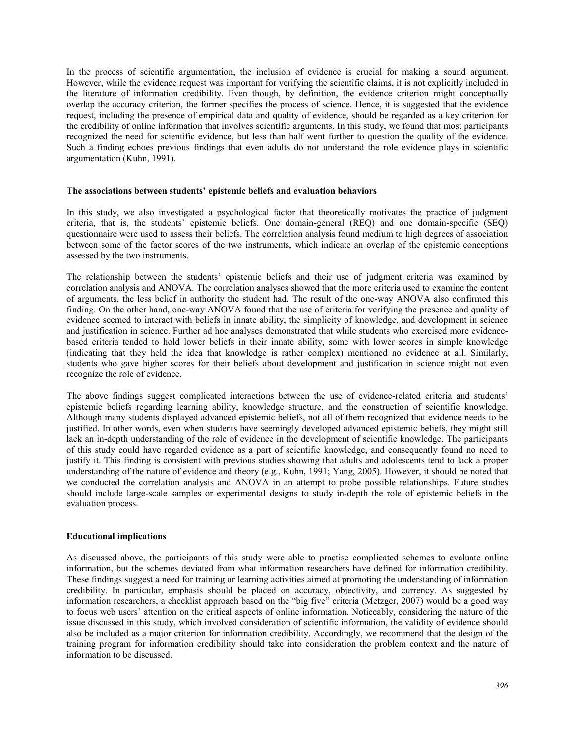In the process of scientific argumentation, the inclusion of evidence is crucial for making a sound argument. However, while the evidence request was important for verifying the scientific claims, it is not explicitly included in the literature of information credibility. Even though, by definition, the evidence criterion might conceptually overlap the accuracy criterion, the former specifies the process of science. Hence, it is suggested that the evidence request, including the presence of empirical data and quality of evidence, should be regarded as a key criterion for the credibility of online information that involves scientific arguments. In this study, we found that most participants recognized the need for scientific evidence, but less than half went further to question the quality of the evidence. Such a finding echoes previous findings that even adults do not understand the role evidence plays in scientific argumentation (Kuhn, 1991).

### The associations between students' epistemic beliefs and evaluation behaviors

In this study, we also investigated a psychological factor that theoretically motivates the practice of judgment criteria, that is, the students' epistemic beliefs. One domain-general (REQ) and one domain-specific (SEQ) questionnaire were used to assess their beliefs. The correlation analysis found medium to high degrees of association between some of the factor scores of the two instruments, which indicate an overlap of the epistemic conceptions assessed by the two instruments.

The relationship between the students' epistemic beliefs and their use of judgment criteria was examined by correlation analysis and ANOVA. The correlation analyses showed that the more criteria used to examine the content of arguments, the less belief in authority the student had. The result of the one-way ANOVA also confirmed this finding. On the other hand, one-way ANOVA found that the use of criteria for verifying the presence and quality of evidence seemed to interact with beliefs in innate ability, the simplicity of knowledge, and development in science and justification in science. Further ad hoc analyses demonstrated that while students who exercised more evidence-based criteria tended to hold lower beliefs in their innate ability, some with lower scores in simple knowledge (indicating that they held the idea that knowledge is rather complex) mentioned no evidence at all. Similarly, students who gave higher scores for their beliefs about development and justification in science might not even recognize the role of evidence.

The above findings suggest complicated interactions between the use of evidence-related criteria and students' epistemic beliefs regarding learning ability, knowledge structure, and the construction of scientific knowledge. Although many students displayed advanced epistemic beliefs, not all of them recognized that evidence needs to be justified. In other words, even when students have seemingly developed advanced epistemic beliefs, they might still lack an in-depth understanding of the role of evidence in the development of scientific knowledge. The participants of this study could have regarded evidence as a part of scientific knowledge, and consequently found no need to justify it. This finding is consistent with previous studies showing that adults and adolescents tend to lack a proper understanding of the nature of evidence and theory (e.g., Kuhn, 1991; Yang, 2005). However, it should be noted that we conducted the correlation analysis and ANOVA in an attempt to probe possible relationships. Future studies should include large-scale samples or experimental designs to study in-depth the role of epistemic beliefs in the evaluation process.

### Educational implications

As discussed above, the participants of this study were able to practise complicated schemes to evaluate online information, but the schemes deviated from what information researchers have defined for information credibility. These findings suggest a need for training or learning activities aimed at promoting the understanding of information credibility. In particular, emphasis should be placed on accuracy, objectivity, and currency. As suggested by information researchers, a checklist approach based on the "big five" criteria (Metzger, 2007) would be a good way to focus web users' attention on the critical aspects of online information. Noticeably, considering the nature of the issue discussed in this study, which involved consideration of scientific information, the validity of evidence should also be included as a major criterion for information credibility. Accordingly, we recommend that the design of the training program for information credibility should take into consideration the problem context and the nature of information to be discussed.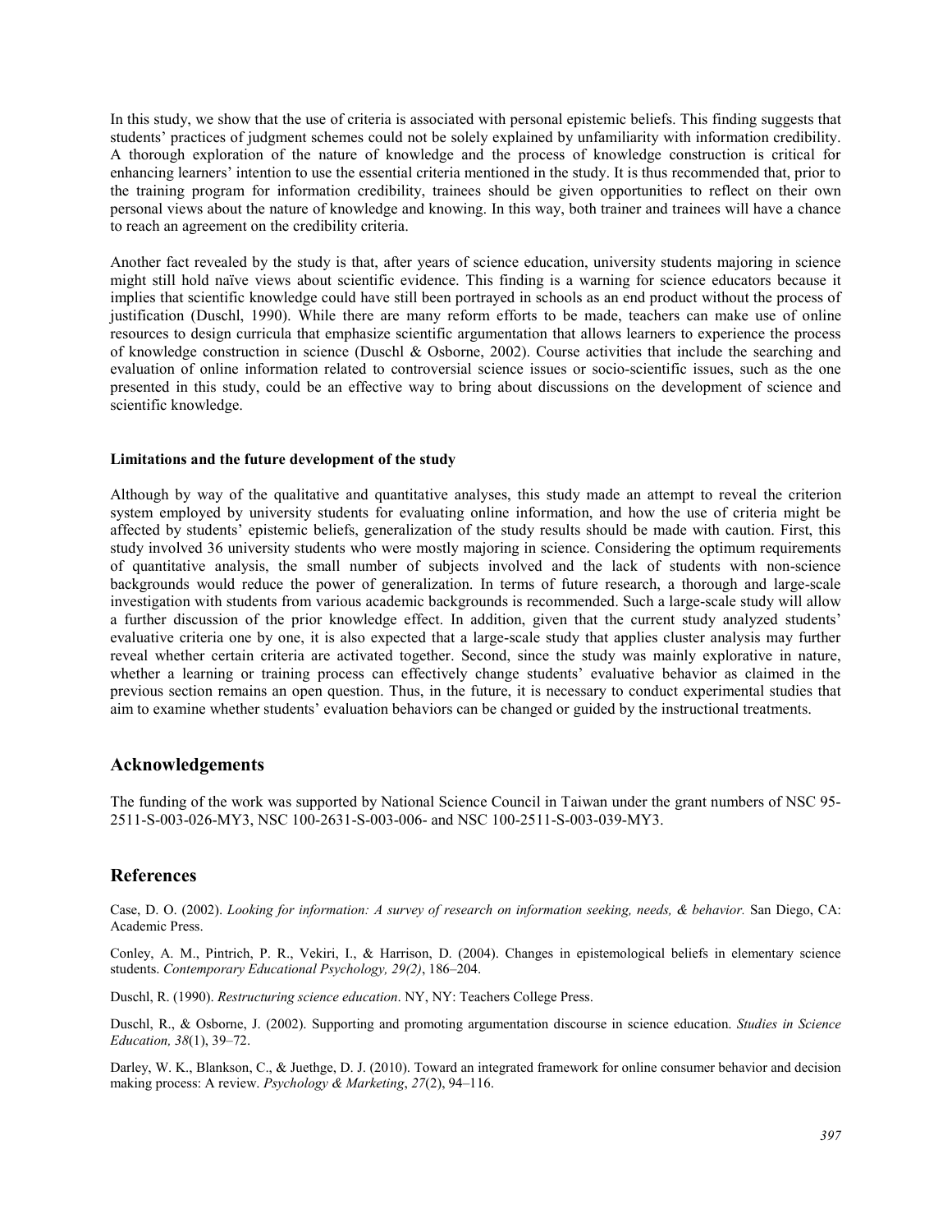In this study, we show that the use of criteria is associated with personal epistemic beliefs. This finding suggests that students' practices of judgment schemes could not be solely explained by unfamiliarity with information credibility. A thorough exploration of the nature of knowledge and the process of knowledge construction is critical for enhancing learners' intention to use the essential criteria mentioned in the study. It is thus recommended that, prior to the training program for information credibility, trainees should be given opportunities to reflect on their own personal views about the nature of knowledge and knowing. In this way, both trainer and trainees will have a chance to reach an agreement on the credibility criteria.

Another fact revealed by the study is that, after years of science education, university students majoring in science might still hold naïve views about scientific evidence. This finding is a warning for science educators because it implies that scientific knowledge could have still been portrayed in schools as an end product without the process of justification (Duschl, 1990). While there are many reform efforts to be made, teachers can make use of online resources to design curricula that emphasize scientific argumentation that allows learners to experience the process of knowledge construction in science (Duschl & Osborne, 2002). Course activities that include the searching and evaluation of online information related to controversial science issues or socio-scientific issues, such as the one presented in this study, could be an effective way to bring about discussions on the development of science and scientific knowledge.

#### Limitations and the future development of the study

Although by way of the qualitative and quantitative analyses, this study made an attempt to reveal the criterion system employed by university students for evaluating online information, and how the use of criteria might be affected by students' epistemic beliefs, generalization of the study results should be made with caution. First, this study involved 36 university students who were mostly majoring in science. Considering the optimum requirements of quantitative analysis, the small number of subjects involved and the lack of students with non-science backgrounds would reduce the power of generalization. In terms of future research, a thorough and large-scale investigation with students from various academic backgrounds is recommended. Such a large-scale study will allow a further discussion of the prior knowledge effect. In addition, given that the current study analyzed students' evaluative criteria one by one, it is also expected that a large-scale study that applies cluster analysis may further reveal whether certain criteria are activated together. Second, since the study was mainly explorative in nature, whether a learning or training process can effectively change students' evaluative behavior as claimed in the previous section remains an open question. Thus, in the future, it is necessary to conduct experimental studies that aim to examine whether students' evaluation behaviors can be changed or guided by the instructional treatments.

## Acknowledgements

The funding of the work was supported by National Science Council in Taiwan under the grant numbers of NSC 95-2511-S-003-026-MY3, NSC 100-2631-S-003-006- and NSC 100-2511-S-003-039-MY3.

## References

Case, D. O. (2002). *Looking for information: A survey of research on information seeking, needs, & behavior.* San Diego, CA: Academic Press.

Conley, A. M., Pintrich, P. R., Vekiri, I., & Harrison, D. (2004). Changes in epistemological beliefs in elementary science students. *Contemporary Educational Psychology, 29(2)*, 186–204.

Duschl, R. (1990). *Restructuring science education*. NY, NY: Teachers College Press.

Duschl, R., & Osborne, J. (2002). Supporting and promoting argumentation discourse in science education. *Studies in Science Education, 38*(1), 39–72.

Darley, W. K., Blankson, C., & Juethge, D. J. (2010). Toward an integrated framework for online consumer behavior and decision making process: A review. *Psychology & Marketing*, *27*(2), 94–116.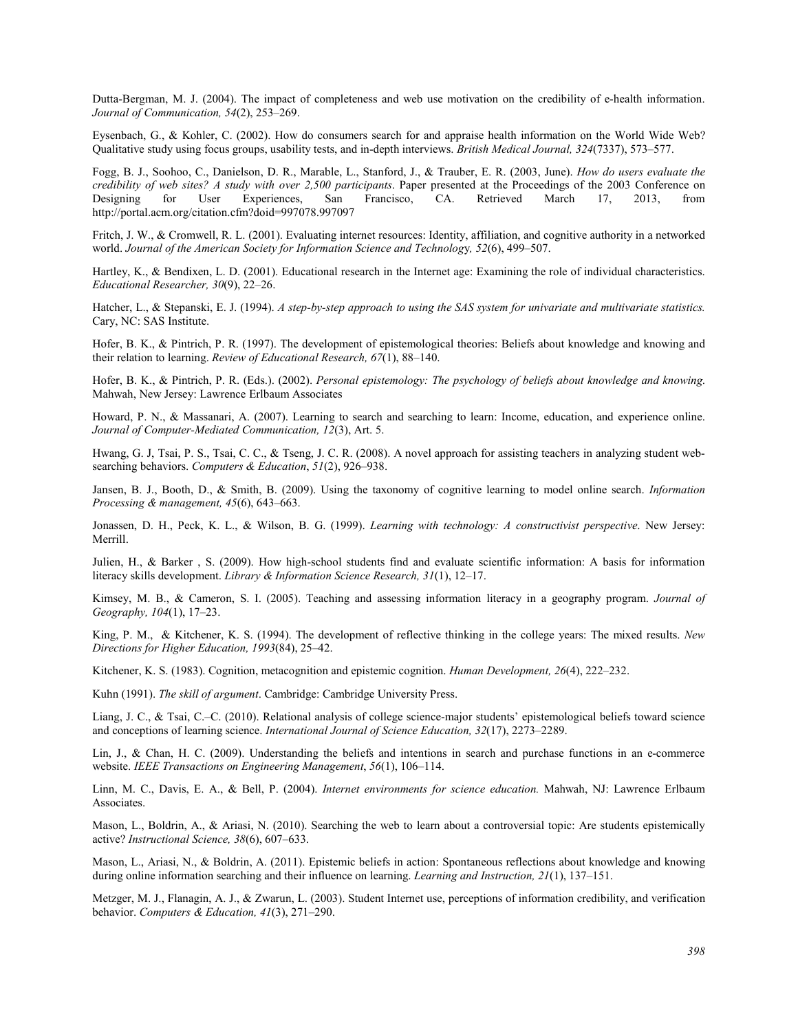Dutta-Bergman, M. J. (2004). The impact of completeness and web use motivation on the credibility of e-health information. *Journal of Communication, 54*(2), 253–269.

Eysenbach, G., & Kohler, C. (2002). How do consumers search for and appraise health information on the World Wide Web? Qualitative study using focus groups, usability tests, and in-depth interviews. *British Medical Journal, 324*(7337), 573–577.

Fogg, B. J., Soohoo, C., Danielson, D. R., Marable, L., Stanford, J., & Trauber, E. R. (2003, June). *How do users evaluate the credibility of web sites? A study with over 2,500 participants*. Paper presented at the Proceedings of the 2003 Conference on Designing for User Experiences, San Francisco, CA. Retrieved March 17, 2013, from http://portal.acm.org/citation.cfm?doid=997078.997097

Fritch, J. W., & Cromwell, R. L. (2001). Evaluating internet resources: Identity, affiliation, and cognitive authority in a networked world. *Journal of the American Society for Information Science and Technology, 52*(6), 499–507.

Hartley, K., & Bendixen, L. D. (2001). Educational research in the Internet age: Examining the role of individual characteristics. *Educational Researcher, 30*(9), 22–26.

Hatcher, L., & Stepanski, E. J. (1994). *A step-by-step approach to using the SAS system for univariate and multivariate statistics.* Cary, NC: SAS Institute.

Hofer, B. K., & Pintrich, P. R. (1997). The development of epistemological theories: Beliefs about knowledge and knowing and their relation to learning. *Review of Educational Research, 67*(1), 88–140.

Hofer, B. K., & Pintrich, P. R. (Eds.). (2002). *Personal epistemology: The psychology of beliefs about knowledge and knowing*. Mahwah, New Jersey: Lawrence Erlbaum Associates

Howard, P. N., & Massanari, A. (2007). Learning to search and searching to learn: Income, education, and experience online. *Journal of Computer-Mediated Communication, 12*(3), Art. 5.

Hwang, G. J, Tsai, P. S., Tsai, C. C., & Tseng, J. C. R. (2008). A novel approach for assisting teachers in analyzing student web-searching behaviors. *Computers & Education*, *51*(2), 926–938.

Jansen, B. J., Booth, D., & Smith, B. (2009). Using the taxonomy of cognitive learning to model online search. *Information Processing & management, 45*(6), 643–663.

Jonassen, D. H., Peck, K. L., & Wilson, B. G. (1999). *Learning with technology: A constructivist perspective*. New Jersey: Merrill.

Julien, H., & Barker , S. (2009). How high-school students find and evaluate scientific information: A basis for information literacy skills development. *Library & Information Science Research, 31*(1), 12–17.

Kimsey, M. B., & Cameron, S. I. (2005). Teaching and assessing information literacy in a geography program. *Journal of Geography, 104*(1), 17–23.

King, P. M., & Kitchener, K. S. (1994). The development of reflective thinking in the college years: The mixed results. *New Directions for Higher Education, 1993*(84), 25–42.

Kitchener, K. S. (1983). Cognition, metacognition and epistemic cognition. *Human Development, 26*(4), 222–232.

Kuhn (1991). *The skill of argument*. Cambridge: Cambridge University Press.

Liang, J. C., & Tsai, C.–C. (2010). Relational analysis of college science-major students' epistemological beliefs toward science and conceptions of learning science. *International Journal of Science Education, 32*(17), 2273–2289.

Lin, J., & Chan, H. C. (2009). Understanding the beliefs and intentions in search and purchase functions in an e-commerce website. *IEEE Transactions on Engineering Management*, *56*(1), 106–114.

Linn, M. C., Davis, E. A., & Bell, P. (2004). *Internet environments for science education.* Mahwah, NJ: Lawrence Erlbaum Associates.

Mason, L., Boldrin, A., & Ariasi, N. (2010). Searching the web to learn about a controversial topic: Are students epistemically active? *Instructional Science, 38*(6), 607–633.

Mason, L., Ariasi, N., & Boldrin, A. (2011). Epistemic beliefs in action: Spontaneous reflections about knowledge and knowing during online information searching and their influence on learning. *Learning and Instruction, 21*(1), 137–151.

Metzger, M. J., Flanagin, A. J., & Zwarun, L. (2003). Student Internet use, perceptions of information credibility, and verification behavior. *Computers & Education, 41*(3), 271–290.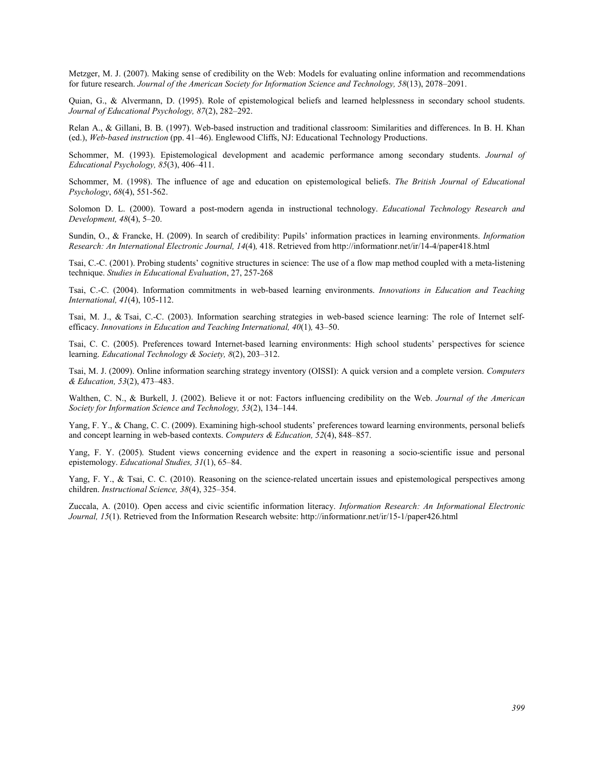Metzger, M. J. (2007). Making sense of credibility on the Web: Models for evaluating online information and recommendations for future research. *Journal of the American Society for Information Science and Technology, 58*(13), 2078–2091.

Quian, G., & Alvermann, D. (1995). Role of epistemological beliefs and learned helplessness in secondary school students. *Journal of Educational Psychology, 87*(2), 282–292.

Relan A., & Gillani, B. B. (1997). Web-based instruction and traditional classroom: Similarities and differences. In B. H. Khan (ed.), *Web-based instruction* (pp. 41–46). Englewood Cliffs, NJ: Educational Technology Productions.

Schommer, M. (1993). Epistemological development and academic performance among secondary students. *Journal of Educational Psychology, 85*(3), 406–411.

Schommer, M. (1998). The influence of age and education on epistemological beliefs. *The British Journal of Educational Psychology*, *68*(4), 551-562.

Solomon D. L. (2000). Toward a post-modern agenda in instructional technology. *Educational Technology Research and Development, 48*(4), 5–20.

Sundin, O., & Francke, H. (2009). In search of credibility: Pupils' information practices in learning environments. *Information Research: An International Electronic Journal, 14*(4)*,* 418. Retrieved from http://informationr.net/ir/14-4/paper418.html

Tsai, C.-C. (2001). Probing students' cognitive structures in science: The use of a flow map method coupled with a meta-listening technique. *Studies in Educational Evaluation*, 27, 257-268

Tsai, C.-C. (2004). Information commitments in web-based learning environments. *Innovations in Education and Teaching International, 41*(4), 105-112.

Tsai, M. J., & Tsai, C.-C. (2003). Information searching strategies in web-based science learning: The role of Internet self-efficacy. *Innovations in Education and Teaching International, 40*(1)*,* 43–50.

Tsai, C. C. (2005). Preferences toward Internet-based learning environments: High school students' perspectives for science learning. *Educational Technology & Society, 8*(2), 203–312.

Tsai, M. J. (2009). Online information searching strategy inventory (OISSI): A quick version and a complete version. *Computers & Education, 53*(2), 473–483.

Walthen, C. N., & Burkell, J. (2002). Believe it or not: Factors influencing credibility on the Web. *Journal of the American Society for Information Science and Technology, 53*(2), 134–144.

Yang, F. Y., & Chang, C. C. (2009). Examining high-school students' preferences toward learning environments, personal beliefs and concept learning in web-based contexts. *Computers & Education, 52*(4), 848–857.

Yang, F. Y. (2005). Student views concerning evidence and the expert in reasoning a socio-scientific issue and personal epistemology. *Educational Studies, 31*(1), 65–84.

Yang, F. Y., & Tsai, C. C. (2010). Reasoning on the science-related uncertain issues and epistemological perspectives among children. *Instructional Science, 38*(4), 325–354.

Zuccala, A. (2010). Open access and civic scientific information literacy. *Information Research: An Informational Electronic Journal, 15*(1). Retrieved from the Information Research website: http://informationr.net/ir/15-1/paper426.html